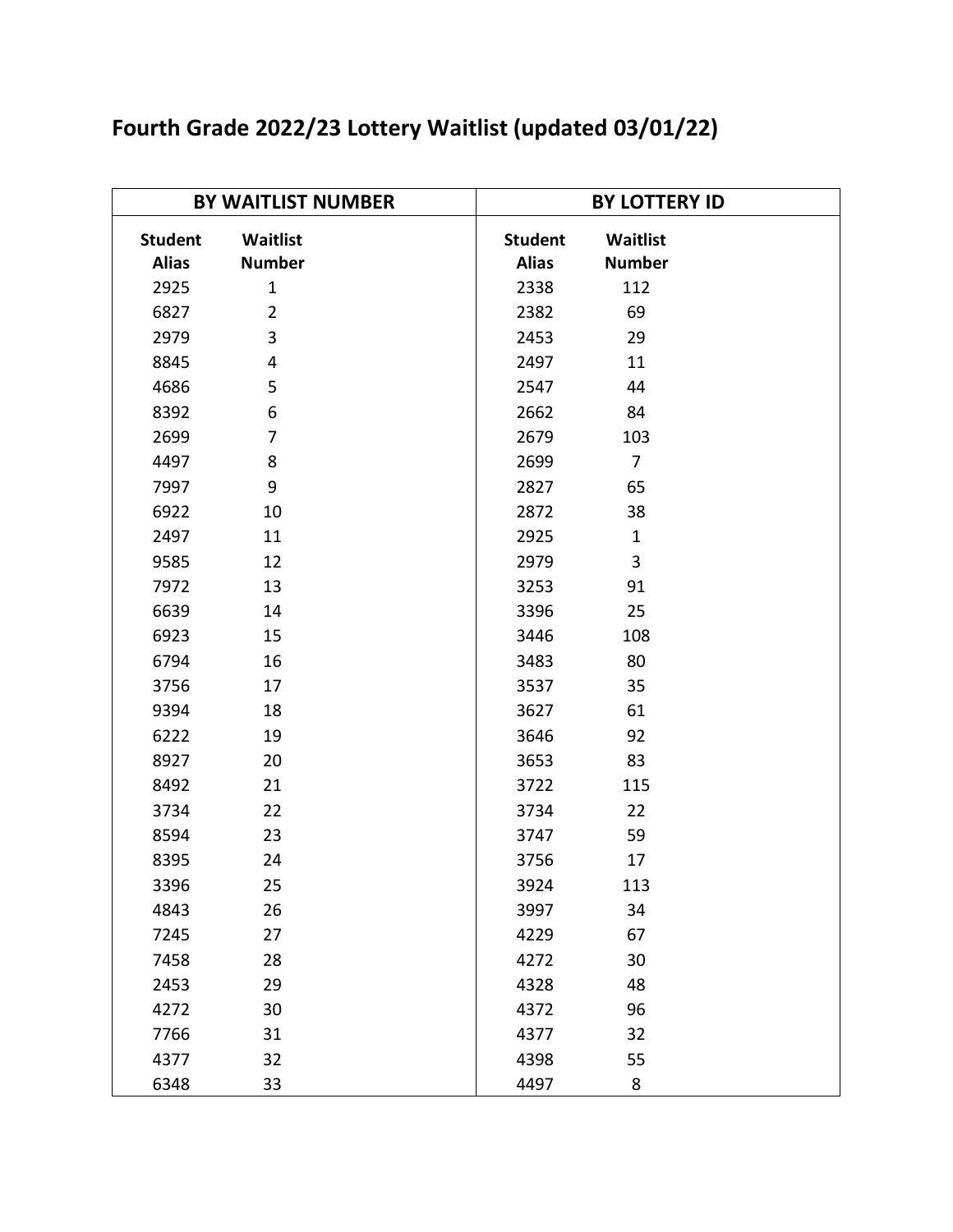# Fourth Grade 2022/23 Lottery Waitlist (updated 03/01/22)

| BY WAITLIST NUMBER | | BY LOTTERY ID | |
|---|---|---|---|
| **Student Alias** | **Waitlist Number** | **Student Alias** | **Waitlist Number** |
| 2925 | 1 | 2338 | 112 |
| 6827 | 2 | 2382 | 69 |
| 2979 | 3 | 2453 | 29 |
| 8845 | 4 | 2497 | 11 |
| 4686 | 5 | 2547 | 44 |
| 8392 | 6 | 2662 | 84 |
| 2699 | 7 | 2679 | 103 |
| 4497 | 8 | 2699 | 7 |
| 7997 | 9 | 2827 | 65 |
| 6922 | 10 | 2872 | 38 |
| 2497 | 11 | 2925 | 1 |
| 9585 | 12 | 2979 | 3 |
| 7972 | 13 | 3253 | 91 |
| 6639 | 14 | 3396 | 25 |
| 6923 | 15 | 3446 | 108 |
| 6794 | 16 | 3483 | 80 |
| 3756 | 17 | 3537 | 35 |
| 9394 | 18 | 3627 | 61 |
| 6222 | 19 | 3646 | 92 |
| 8927 | 20 | 3653 | 83 |
| 8492 | 21 | 3722 | 115 |
| 3734 | 22 | 3734 | 22 |
| 8594 | 23 | 3747 | 59 |
| 8395 | 24 | 3756 | 17 |
| 3396 | 25 | 3924 | 113 |
| 4843 | 26 | 3997 | 34 |
| 7245 | 27 | 4229 | 67 |
| 7458 | 28 | 4272 | 30 |
| 2453 | 29 | 4328 | 48 |
| 4272 | 30 | 4372 | 96 |
| 7766 | 31 | 4377 | 32 |
| 4377 | 32 | 4398 | 55 |
| 6348 | 33 | 4497 | 8 |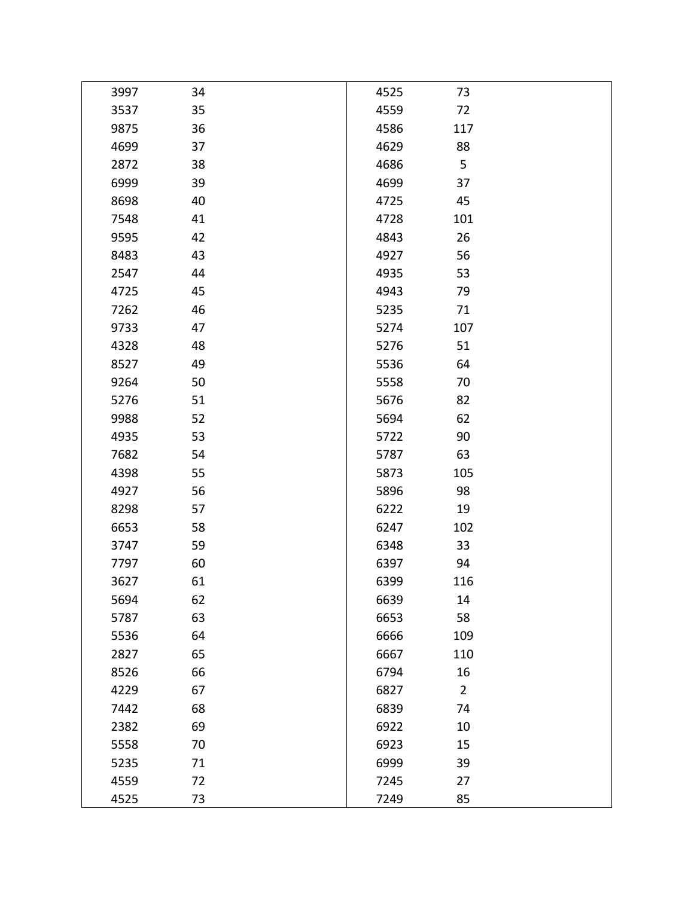| | |
|---|---|
| 3997 | 34 |
| 3537 | 35 |
| 9875 | 36 |
| 4699 | 37 |
| 2872 | 38 |
| 6999 | 39 |
| 8698 | 40 |
| 7548 | 41 |
| 9595 | 42 |
| 8483 | 43 |
| 2547 | 44 |
| 4725 | 45 |
| 7262 | 46 |
| 9733 | 47 |
| 4328 | 48 |
| 8527 | 49 |
| 9264 | 50 |
| 5276 | 51 |
| 9988 | 52 |
| 4935 | 53 |
| 7682 | 54 |
| 4398 | 55 |
| 4927 | 56 |
| 8298 | 57 |
| 6653 | 58 |
| 3747 | 59 |
| 7797 | 60 |
| 3627 | 61 |
| 5694 | 62 |
| 5787 | 63 |
| 5536 | 64 |
| 2827 | 65 |
| 8526 | 66 |
| 4229 | 67 |
| 7442 | 68 |
| 2382 | 69 |
| 5558 | 70 |
| 5235 | 71 |
| 4559 | 72 |
| 4525 | 73 |

| | |
|---|---|
| 4525 | 73 |
| 4559 | 72 |
| 4586 | 117 |
| 4629 | 88 |
| 4686 | 5 |
| 4699 | 37 |
| 4725 | 45 |
| 4728 | 101 |
| 4843 | 26 |
| 4927 | 56 |
| 4935 | 53 |
| 4943 | 79 |
| 5235 | 71 |
| 5274 | 107 |
| 5276 | 51 |
| 5536 | 64 |
| 5558 | 70 |
| 5676 | 82 |
| 5694 | 62 |
| 5722 | 90 |
| 5787 | 63 |
| 5873 | 105 |
| 5896 | 98 |
| 6222 | 19 |
| 6247 | 102 |
| 6348 | 33 |
| 6397 | 94 |
| 6399 | 116 |
| 6639 | 14 |
| 6653 | 58 |
| 6666 | 109 |
| 6667 | 110 |
| 6794 | 16 |
| 6827 | 2 |
| 6839 | 74 |
| 6922 | 10 |
| 6923 | 15 |
| 6999 | 39 |
| 7245 | 27 |
| 7249 | 85 |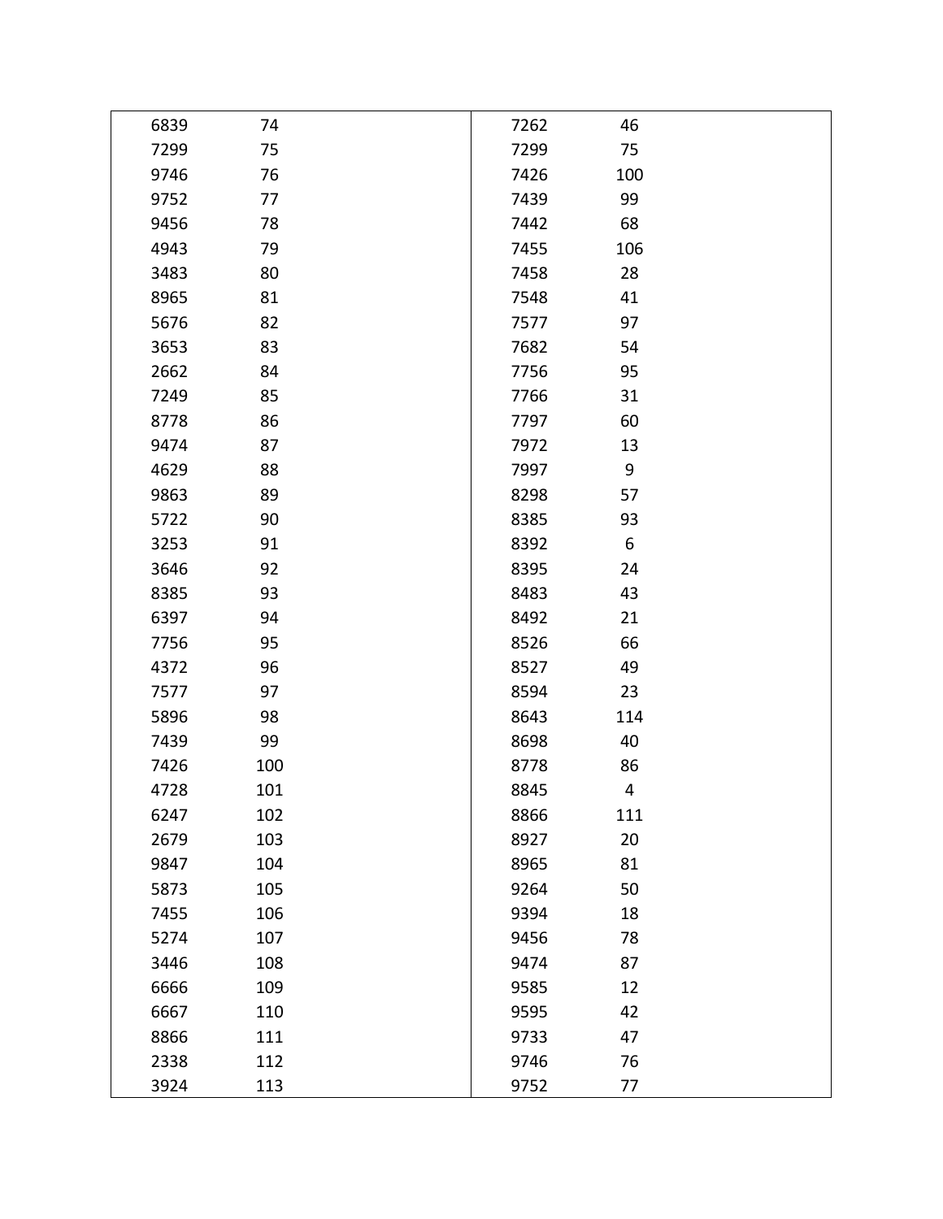| | |
|---|---|
| 6839 | 74 |
| 7299 | 75 |
| 9746 | 76 |
| 9752 | 77 |
| 9456 | 78 |
| 4943 | 79 |
| 3483 | 80 |
| 8965 | 81 |
| 5676 | 82 |
| 3653 | 83 |
| 2662 | 84 |
| 7249 | 85 |
| 8778 | 86 |
| 9474 | 87 |
| 4629 | 88 |
| 9863 | 89 |
| 5722 | 90 |
| 3253 | 91 |
| 3646 | 92 |
| 8385 | 93 |
| 6397 | 94 |
| 7756 | 95 |
| 4372 | 96 |
| 7577 | 97 |
| 5896 | 98 |
| 7439 | 99 |
| 7426 | 100 |
| 4728 | 101 |
| 6247 | 102 |
| 2679 | 103 |
| 9847 | 104 |
| 5873 | 105 |
| 7455 | 106 |
| 5274 | 107 |
| 3446 | 108 |
| 6666 | 109 |
| 6667 | 110 |
| 8866 | 111 |
| 2338 | 112 |
| 3924 | 113 |

| | |
|---|---|
| 7262 | 46 |
| 7299 | 75 |
| 7426 | 100 |
| 7439 | 99 |
| 7442 | 68 |
| 7455 | 106 |
| 7458 | 28 |
| 7548 | 41 |
| 7577 | 97 |
| 7682 | 54 |
| 7756 | 95 |
| 7766 | 31 |
| 7797 | 60 |
| 7972 | 13 |
| 7997 | 9 |
| 8298 | 57 |
| 8385 | 93 |
| 8392 | 6 |
| 8395 | 24 |
| 8483 | 43 |
| 8492 | 21 |
| 8526 | 66 |
| 8527 | 49 |
| 8594 | 23 |
| 8643 | 114 |
| 8698 | 40 |
| 8778 | 86 |
| 8845 | 4 |
| 8866 | 111 |
| 8927 | 20 |
| 8965 | 81 |
| 9264 | 50 |
| 9394 | 18 |
| 9456 | 78 |
| 9474 | 87 |
| 9585 | 12 |
| 9595 | 42 |
| 9733 | 47 |
| 9746 | 76 |
| 9752 | 77 |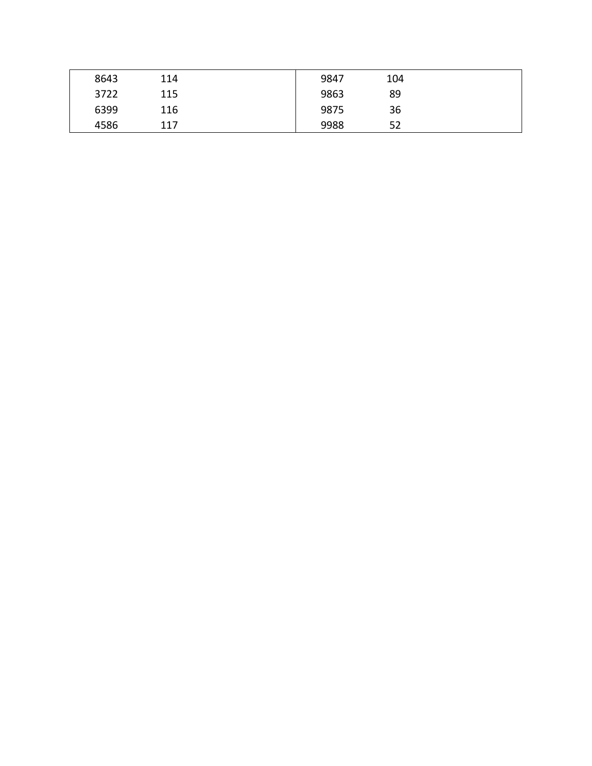| | | | |
|---|---|---|---|
| 8643 | 114 | 9847 | 104 |
| 3722 | 115 | 9863 | 89 |
| 6399 | 116 | 9875 | 36 |
| 4586 | 117 | 9988 | 52 |